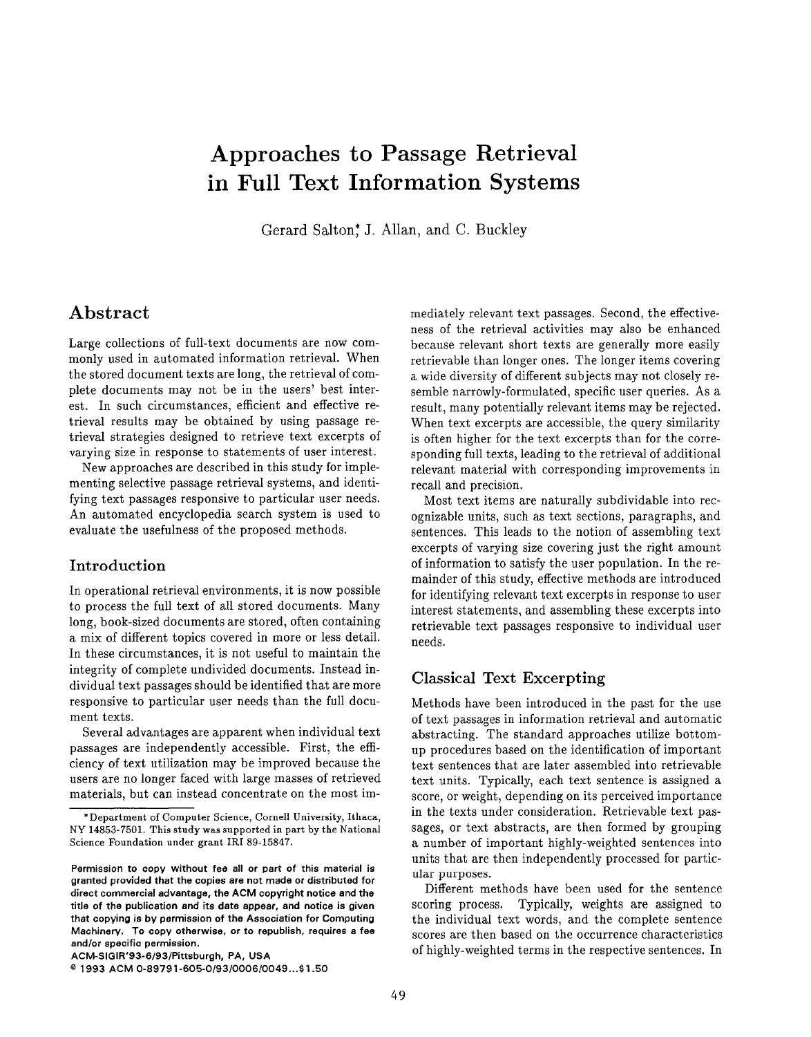# Approaches to Passage Retrieval in Full Text Information Systems

Gerard Salton[*], J. Allan, and C. Buckley

## Abstract

Large collections of full-text documents are now commonly used in automated information retrieval. When the stored document texts are long, the retrieval of complete documents may not be in the users' best interest. In such circumstances, efficient and effective retrieval results may be obtained by using passage retrieval strategies designed to retrieve text excerpts of varying size in response to statements of user interest.

New approaches are described in this study for implementing selective passage retrieval systems, and identifying text passages responsive to particular user needs. An automated encyclopedia search system is used to evaluate the usefulness of the proposed methods.

## Introduction

In operational retrieval environments, it is now possible to process the full text of all stored documents. Many long, book-sized documents are stored, often containing a mix of different topics covered in more or less detail. In these circumstances, it is not useful to maintain the integrity of complete undivided documents. Instead individual text passages should be identified that are more responsive to particular user needs than the full document texts.

Several advantages are apparent when individual text passages are independently accessible. First, the efficiency of text utilization may be improved because the users are no longer faced with large masses of retrieved materials, but can instead concentrate on the most immediately relevant text passages. Second, the effectiveness of the retrieval activities may also be enhanced because relevant short texts are generally more easily retrievable than longer ones. The longer items covering a wide diversity of different subjects may not closely resemble narrowly-formulated, specific user queries. As a result, many potentially relevant items may be rejected. When text excerpts are accessible, the query similarity is often higher for the text excerpts than for the corresponding full texts, leading to the retrieval of additional relevant material with corresponding improvements in recall and precision.

Most text items are naturally subdividable into recognizable units, such as text sections, paragraphs, and sentences. This leads to the notion of assembling text excerpts of varying size covering just the right amount of information to satisfy the user population. In the remainder of this study, effective methods are introduced for identifying relevant text excerpts in response to user interest statements, and assembling these excerpts into retrievable text passages responsive to individual user needs.

## Classical Text Excerpting

Methods have been introduced in the past for the use of text passages in information retrieval and automatic abstracting. The standard approaches utilize bottom-up procedures based on the identification of important text sentences that are later assembled into retrievable text units. Typically, each text sentence is assigned a score, or weight, depending on its perceived importance in the texts under consideration. Retrievable text passages, or text abstracts, are then formed by grouping a number of important highly-weighted sentences into units that are then independently processed for particular purposes.

Different methods have been used for the sentence scoring process. Typically, weights are assigned to the individual text words, and the complete sentence scores are then based on the occurrence characteristics of highly-weighted terms in the respective sentences. In

---

[*] Department of Computer Science, Cornell University, Ithaca, NY 14853-7501. This study was supported in part by the National Science Foundation under grant IRI 89-15847.

Permission to copy without fee all or part of this material is granted provided that the copies are not made or distributed for direct commercial advantage, the ACM copyright notice and the title of the publication and its date appear, and notice is given that copying is by permission of the Association for Computing Machinery. To copy otherwise, or to republish, requires a fee and/or specific permission.

ACM-SIGIR'93-6/93/Pittsburgh, PA, USA

© 1993 ACM 0-89791-605-0/93/0006/0049...$1.50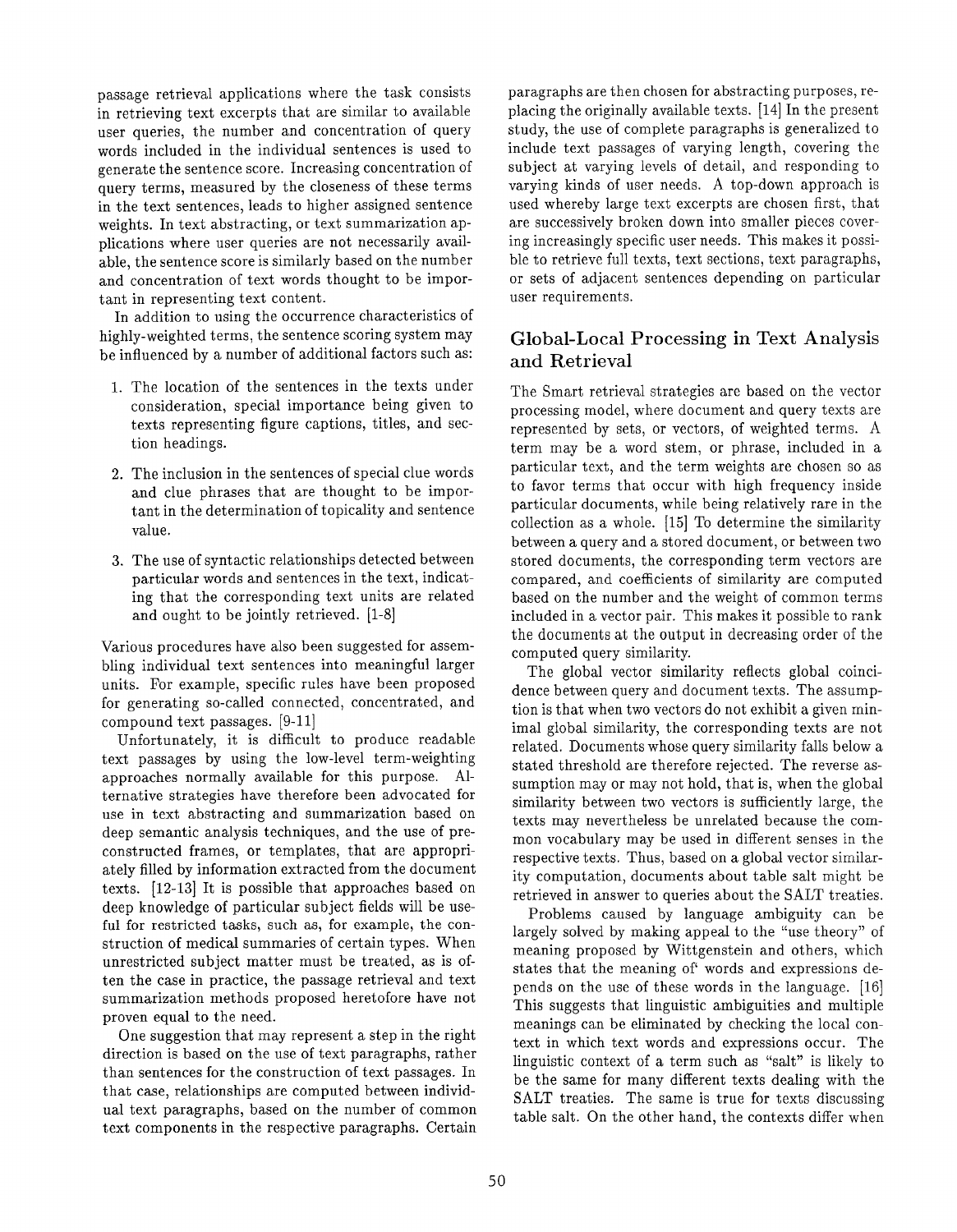passage retrieval applications where the task consists in retrieving text excerpts that are similar to available user queries, the number and concentration of query words included in the individual sentences is used to generate the sentence score. Increasing concentration of query terms, measured by the closeness of these terms in the text sentences, leads to higher assigned sentence weights. In text abstracting, or text summarization applications where user queries are not necessarily available, the sentence score is similarly based on the number and concentration of text words thought to be important in representing text content.

In addition to using the occurrence characteristics of highly-weighted terms, the sentence scoring system may be influenced by a number of additional factors such as:

1. The location of the sentences in the texts under consideration, special importance being given to texts representing figure captions, titles, and section headings.
2. The inclusion in the sentences of special clue words and clue phrases that are thought to be important in the determination of topicality and sentence value.
3. The use of syntactic relationships detected between particular words and sentences in the text, indicating that the corresponding text units are related and ought to be jointly retrieved. [1-8]

Various procedures have also been suggested for assembling individual text sentences into meaningful larger units. For example, specific rules have been proposed for generating so-called connected, concentrated, and compound text passages. [9-11]

Unfortunately, it is difficult to produce readable text passages by using the low-level term-weighting approaches normally available for this purpose. Alternative strategies have therefore been advocated for use in text abstracting and summarization based on deep semantic analysis techniques, and the use of preconstructed frames, or templates, that are appropriately filled by information extracted from the document texts. [12-13] It is possible that approaches based on deep knowledge of particular subject fields will be useful for restricted tasks, such as, for example, the construction of medical summaries of certain types. When unrestricted subject matter must be treated, as is often the case in practice, the passage retrieval and text summarization methods proposed heretofore have not proven equal to the need.

One suggestion that may represent a step in the right direction is based on the use of text paragraphs, rather than sentences for the construction of text passages. In that case, relationships are computed between individual text paragraphs, based on the number of common text components in the respective paragraphs. Certain paragraphs are then chosen for abstracting purposes, replacing the originally available texts. [14] In the present study, the use of complete paragraphs is generalized to include text passages of varying length, covering the subject at varying levels of detail, and responding to varying kinds of user needs. A top-down approach is used whereby large text excerpts are chosen first, that are successively broken down into smaller pieces covering increasingly specific user needs. This makes it possible to retrieve full texts, text sections, text paragraphs, or sets of adjacent sentences depending on particular user requirements.

## Global-Local Processing in Text Analysis and Retrieval

The Smart retrieval strategies are based on the vector processing model, where document and query texts are represented by sets, or vectors, of weighted terms. A term may be a word stem, or phrase, included in a particular text, and the term weights are chosen so as to favor terms that occur with high frequency inside particular documents, while being relatively rare in the collection as a whole. [15] To determine the similarity between a query and a stored document, or between two stored documents, the corresponding term vectors are compared, and coefficients of similarity are computed based on the number and the weight of common terms included in a vector pair. This makes it possible to rank the documents at the output in decreasing order of the computed query similarity.

The global vector similarity reflects global coincidence between query and document texts. The assumption is that when two vectors do not exhibit a given minimal global similarity, the corresponding texts are not related. Documents whose query similarity falls below a stated threshold are therefore rejected. The reverse assumption may or may not hold, that is, when the global similarity between two vectors is sufficiently large, the texts may nevertheless be unrelated because the common vocabulary may be used in different senses in the respective texts. Thus, based on a global vector similarity computation, documents about table salt might be retrieved in answer to queries about the SALT treaties.

Problems caused by language ambiguity can be largely solved by making appeal to the "use theory" of meaning proposed by Wittgenstein and others, which states that the meaning of words and expressions depends on the use of these words in the language. [16] This suggests that linguistic ambiguities and multiple meanings can be eliminated by checking the local context in which text words and expressions occur. The linguistic context of a term such as "salt" is likely to be the same for many different texts dealing with the SALT treaties. The same is true for texts discussing table salt. On the other hand, the contexts differ when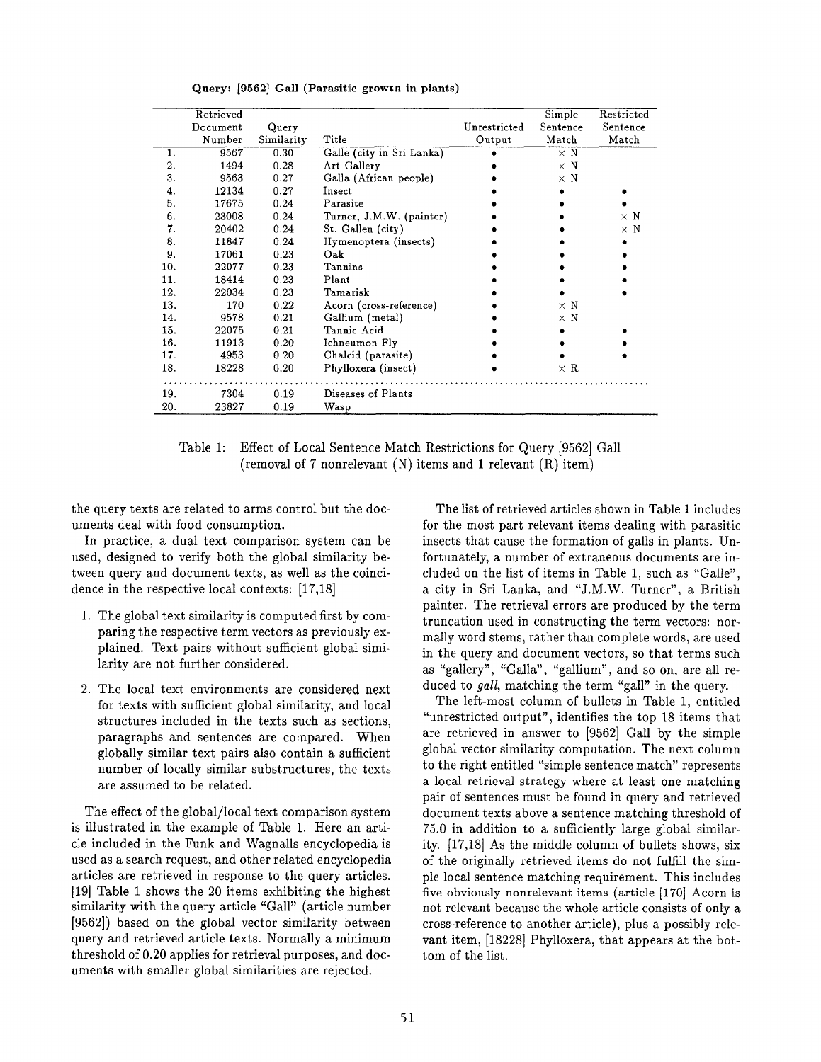Query: [9562] Gall (Parasitic growth in plants)

| | Retrieved Document Number | Query Similarity | Title | Unrestricted Output | Simple Sentence Match | Restricted Sentence Match |
|---|---|---|---|---|---|---|
| 1. | 9567 | 0.30 | Galle (city in Sri Lanka) | • | × N | |
| 2. | 1494 | 0.28 | Art Gallery | • | × N | |
| 3. | 9563 | 0.27 | Galla (African people) | • | × N | |
| 4. | 12134 | 0.27 | Insect | • | • | • |
| 5. | 17675 | 0.24 | Parasite | • | • | • |
| 6. | 23008 | 0.24 | Turner, J.M.W. (painter) | • | • | × N |
| 7. | 20402 | 0.24 | St. Gallen (city) | • | • | × N |
| 8. | 11847 | 0.24 | Hymenoptera (insects) | • | • | • |
| 9. | 17061 | 0.23 | Oak | • | • | • |
| 10. | 22077 | 0.23 | Tannins | • | • | • |
| 11. | 18414 | 0.23 | Plant | • | • | • |
| 12. | 22034 | 0.23 | Tamarisk | • | • | • |
| 13. | 170 | 0.22 | Acorn (cross-reference) | • | × N | |
| 14. | 9578 | 0.21 | Gallium (metal) | • | × N | |
| 15. | 22075 | 0.21 | Tannic Acid | • | • | • |
| 16. | 11913 | 0.20 | Ichneumon Fly | • | • | • |
| 17. | 4953 | 0.20 | Chalcid (parasite) | • | • | • |
| 18. | 18228 | 0.20 | Phylloxera (insect) | • | × R | |
| 19. | 7304 | 0.19 | Diseases of Plants | | | |
| 20. | 23827 | 0.19 | Wasp | | | |

Table 1: Effect of Local Sentence Match Restrictions for Query [9562] Gall (removal of 7 nonrelevant (N) items and 1 relevant (R) item)

the query texts are related to arms control but the documents deal with food consumption.

In practice, a dual text comparison system can be used, designed to verify both the global similarity between query and document texts, as well as the coincidence in the respective local contexts: [17,18]

1. The global text similarity is computed first by comparing the respective term vectors as previously explained. Text pairs without sufficient global similarity are not further considered.

2. The local text environments are considered next for texts with sufficient global similarity, and local structures included in the texts such as sections, paragraphs and sentences are compared. When globally similar text pairs also contain a sufficient number of locally similar substructures, the texts are assumed to be related.

The effect of the global/local text comparison system is illustrated in the example of Table 1. Here an article included in the Funk and Wagnalls encyclopedia is used as a search request, and other related encyclopedia articles are retrieved in response to the query articles. [19] Table 1 shows the 20 items exhibiting the highest similarity with the query article "Gall" (article number [9562]) based on the global vector similarity between query and retrieved article texts. Normally a minimum threshold of 0.20 applies for retrieval purposes, and documents with smaller global similarities are rejected.

The list of retrieved articles shown in Table 1 includes for the most part relevant items dealing with parasitic insects that cause the formation of galls in plants. Unfortunately, a number of extraneous documents are included on the list of items in Table 1, such as "Galle", a city in Sri Lanka, and "J.M.W. Turner", a British painter. The retrieval errors are produced by the term truncation used in constructing the term vectors: normally word stems, rather than complete words, are used in the query and document vectors, so that terms such as "gallery", "Galla", "gallium", and so on, are all reduced to *gall*, matching the term "gall" in the query.

The left-most column of bullets in Table 1, entitled "unrestricted output", identifies the top 18 items that are retrieved in answer to [9562] Gall by the simple global vector similarity computation. The next column to the right entitled "simple sentence match" represents a local retrieval strategy where at least one matching pair of sentences must be found in query and retrieved document texts above a sentence matching threshold of 75.0 in addition to a sufficiently large global similarity. [17,18] As the middle column of bullets shows, six of the originally retrieved items do not fulfill the simple local sentence matching requirement. This includes five obviously nonrelevant items (article [170] Acorn is not relevant because the whole article consists of only a cross-reference to another article), plus a possibly relevant item, [18228] Phylloxera, that appears at the bottom of the list.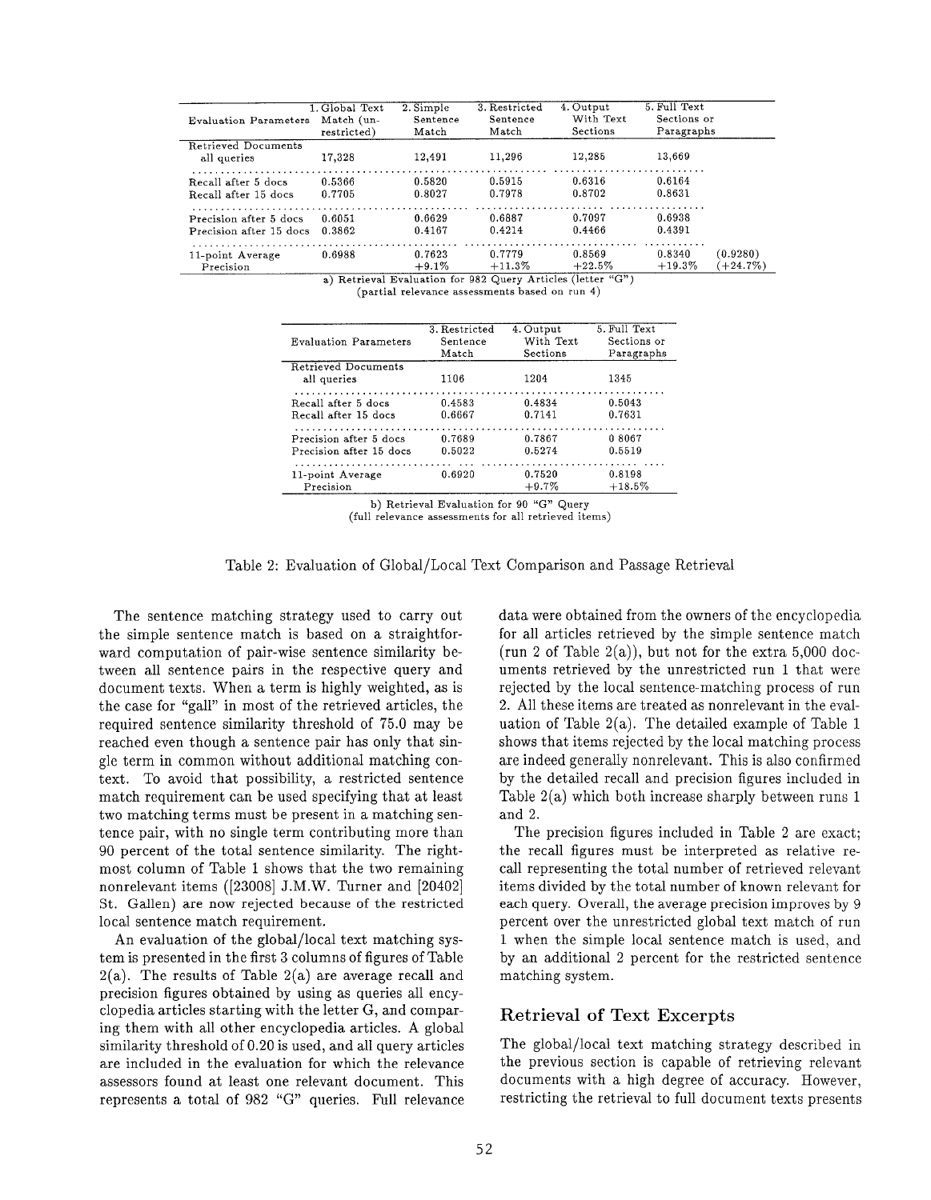| Evaluation Parameters | 1. Global Text Match (unrestricted) | 2. Simple Sentence Match | 3. Restricted Sentence Match | 4. Output With Text Sections | 5. Full Text Sections or Paragraphs | |
|---|---|---|---|---|---|---|
| Retrieved Documents all queries | 17,328 | 12,491 | 11,296 | 12,285 | 13,669 | |
| Recall after 5 docs | 0.5366 | 0.5820 | 0.5915 | 0.6316 | 0.6164 | |
| Recall after 15 docs | 0.7705 | 0.8027 | 0.7978 | 0.8702 | 0.8631 | |
| Precision after 5 docs | 0.6051 | 0.6629 | 0.6887 | 0.7097 | 0.6938 | |
| Precision after 15 docs | 0.3862 | 0.4167 | 0.4214 | 0.4466 | 0.4391 | |
| 11-point Average Precision | 0.6988 | 0.7623 +9.1% | 0.7779 +11.3% | 0.8569 +22.5% | 0.8340 +19.3% | (0.9280) (+24.7%) |

a) Retrieval Evaluation for 982 Query Articles (letter "G")
(partial relevance assessments based on run 4)

| Evaluation Parameters | 3. Restricted Sentence Match | 4. Output With Text Sections | 5. Full Text Sections or Paragraphs |
|---|---|---|---|
| Retrieved Documents all queries | 1106 | 1204 | 1345 |
| Recall after 5 docs | 0.4583 | 0.4834 | 0.5043 |
| Recall after 15 docs | 0.6667 | 0.7141 | 0.7631 |
| Precision after 5 docs | 0.7689 | 0.7867 | 0 8067 |
| Precision after 15 docs | 0.5022 | 0.5274 | 0.5519 |
| 11-point Average Precision | 0.6920 | 0.7520 +9.7% | 0.8198 +18.5% |

b) Retrieval Evaluation for 90 "G" Query
(full relevance assessments for all retrieved items)

Table 2: Evaluation of Global/Local Text Comparison and Passage Retrieval

The sentence matching strategy used to carry out the simple sentence match is based on a straightforward computation of pair-wise sentence similarity between all sentence pairs in the respective query and document texts. When a term is highly weighted, as is the case for "gall" in most of the retrieved articles, the required sentence similarity threshold of 75.0 may be reached even though a sentence pair has only that single term in common without additional matching context. To avoid that possibility, a restricted sentence match requirement can be used specifying that at least two matching terms must be present in a matching sentence pair, with no single term contributing more than 90 percent of the total sentence similarity. The rightmost column of Table 1 shows that the two remaining nonrelevant items ([23008] J.M.W. Turner and [20402] St. Gallen) are now rejected because of the restricted local sentence match requirement.

An evaluation of the global/local text matching system is presented in the first 3 columns of figures of Table 2(a). The results of Table 2(a) are average recall and precision figures obtained by using as queries all encyclopedia articles starting with the letter G, and comparing them with all other encyclopedia articles. A global similarity threshold of 0.20 is used, and all query articles are included in the evaluation for which the relevance assessors found at least one relevant document. This represents a total of 982 "G" queries. Full relevance data were obtained from the owners of the encyclopedia for all articles retrieved by the simple sentence match (run 2 of Table 2(a)), but not for the extra 5,000 documents retrieved by the unrestricted run 1 that were rejected by the local sentence-matching process of run 2. All these items are treated as nonrelevant in the evaluation of Table 2(a). The detailed example of Table 1 shows that items rejected by the local matching process are indeed generally nonrelevant. This is also confirmed by the detailed recall and precision figures included in Table 2(a) which both increase sharply between runs 1 and 2.

The precision figures included in Table 2 are exact; the recall figures must be interpreted as relative recall representing the total number of retrieved relevant items divided by the total number of known relevant for each query. Overall, the average precision improves by 9 percent over the unrestricted global text match of run 1 when the simple local sentence match is used, and by an additional 2 percent for the restricted sentence matching system.

## Retrieval of Text Excerpts

The global/local text matching strategy described in the previous section is capable of retrieving relevant documents with a high degree of accuracy. However, restricting the retrieval to full document texts presents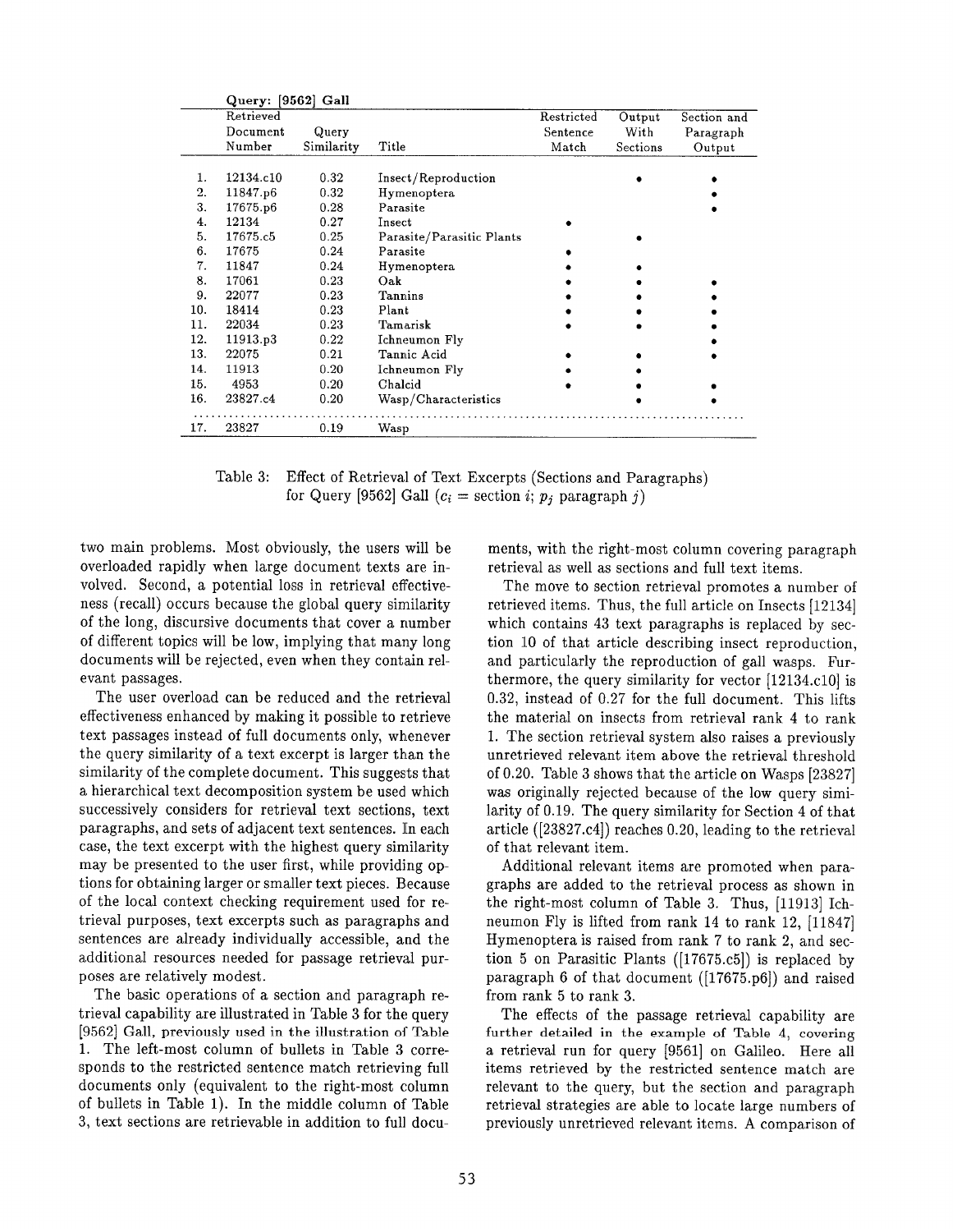| | Query: [9562] Gall | | | | | |
|---|---|---|---|---|---|---|
| | Retrieved Document Number | Query Similarity | Title | Restricted Sentence Match | Output With Sections | Section and Paragraph Output |
| 1. | 12134.c10 | 0.32 | Insect/Reproduction | | • | • |
| 2. | 11847.p6 | 0.32 | Hymenoptera | | | • |
| 3. | 17675.p6 | 0.28 | Parasite | | | • |
| 4. | 12134 | 0.27 | Insect | • | | |
| 5. | 17675.c5 | 0.25 | Parasite/Parasitic Plants | | • | |
| 6. | 17675 | 0.24 | Parasite | • | | |
| 7. | 11847 | 0.24 | Hymenoptera | • | • | |
| 8. | 17061 | 0.23 | Oak | • | • | • |
| 9. | 22077 | 0.23 | Tannins | • | • | • |
| 10. | 18414 | 0.23 | Plant | • | • | • |
| 11. | 22034 | 0.23 | Tamarisk | • | • | • |
| 12. | 11913.p3 | 0.22 | Ichneumon Fly | | | • |
| 13. | 22075 | 0.21 | Tannic Acid | • | • | • |
| 14. | 11913 | 0.20 | Ichneumon Fly | • | • | |
| 15. | 4953 | 0.20 | Chalcid | • | • | • |
| 16. | 23827.c4 | 0.20 | Wasp/Characteristics | | • | • |
| 17. | 23827 | 0.19 | Wasp | | | |

Table 3: Effect of Retrieval of Text Excerpts (Sections and Paragraphs) for Query [9562] Gall ($c_i$ = section $i$; $p_j$ paragraph $j$)

two main problems. Most obviously, the users will be overloaded rapidly when large document texts are involved. Second, a potential loss in retrieval effectiveness (recall) occurs because the global query similarity of the long, discursive documents that cover a number of different topics will be low, implying that many long documents will be rejected, even when they contain relevant passages.

The user overload can be reduced and the retrieval effectiveness enhanced by making it possible to retrieve text passages instead of full documents only, whenever the query similarity of a text excerpt is larger than the similarity of the complete document. This suggests that a hierarchical text decomposition system be used which successively considers for retrieval text sections, text paragraphs, and sets of adjacent text sentences. In each case, the text excerpt with the highest query similarity may be presented to the user first, while providing options for obtaining larger or smaller text pieces. Because of the local context checking requirement used for retrieval purposes, text excerpts such as paragraphs and sentences are already individually accessible, and the additional resources needed for passage retrieval purposes are relatively modest.

The basic operations of a section and paragraph retrieval capability are illustrated in Table 3 for the query [9562] Gall, previously used in the illustration of Table 1. The left-most column of bullets in Table 3 corresponds to the restricted sentence match retrieving full documents only (equivalent to the right-most column of bullets in Table 1). In the middle column of Table 3, text sections are retrievable in addition to full documents, with the right-most column covering paragraph retrieval as well as sections and full text items.

The move to section retrieval promotes a number of retrieved items. Thus, the full article on Insects [12134] which contains 43 text paragraphs is replaced by section 10 of that article describing insect reproduction, and particularly the reproduction of gall wasps. Furthermore, the query similarity for vector [12134.c10] is 0.32, instead of 0.27 for the full document. This lifts the material on insects from retrieval rank 4 to rank 1. The section retrieval system also raises a previously unretrieved relevant item above the retrieval threshold of 0.20. Table 3 shows that the article on Wasps [23827] was originally rejected because of the low query similarity of 0.19. The query similarity for Section 4 of that article ([23827.c4]) reaches 0.20, leading to the retrieval of that relevant item.

Additional relevant items are promoted when paragraphs are added to the retrieval process as shown in the right-most column of Table 3. Thus, [11913] Ichneumon Fly is lifted from rank 14 to rank 12, [11847] Hymenoptera is raised from rank 7 to rank 2, and section 5 on Parasitic Plants ([17675.c5]) is replaced by paragraph 6 of that document ([17675.p6]) and raised from rank 5 to rank 3.

The effects of the passage retrieval capability are further detailed in the example of Table 4, covering a retrieval run for query [9561] on Galileo. Here all items retrieved by the restricted sentence match are relevant to the query, but the section and paragraph retrieval strategies are able to locate large numbers of previously unretrieved relevant items. A comparison of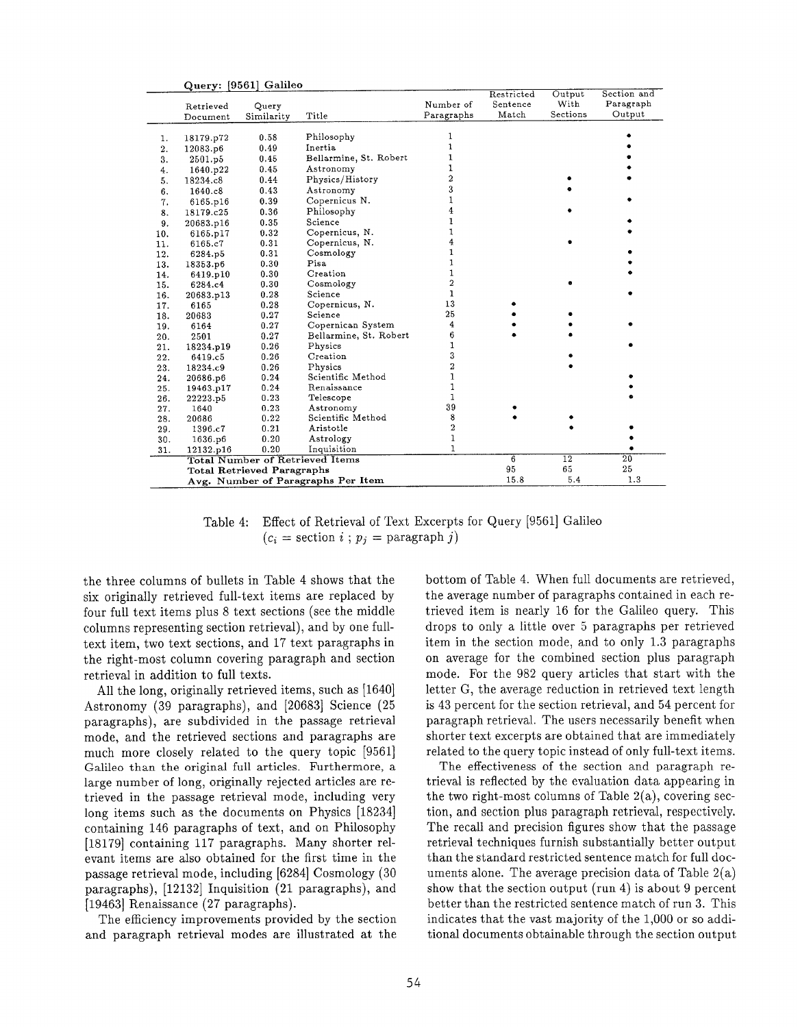**Query: [9561] Galileo**

| | Retrieved Document | Query Similarity | Title | Number of Paragraphs | Restricted Sentence Match | Output With Sections | Section and Paragraph Output |
|---|---|---|---|---|---|---|---|
| 1. | 18179.p72 | 0.58 | Philosophy | 1 | | | • |
| 2. | 12083.p6 | 0.49 | Inertia | 1 | | | • |
| 3. | 2501.p5 | 0.45 | Bellarmine, St. Robert | 1 | | | • |
| 4. | 1640.p22 | 0.45 | Astronomy | 1 | | | • |
| 5. | 18234.c8 | 0.44 | Physics/History | 2 | | • | • |
| 6. | 1640.c8 | 0.43 | Astronomy | 3 | | • | |
| 7. | 6165.p16 | 0.39 | Copernicus N. | 1 | | | • |
| 8. | 18179.c25 | 0.36 | Philosophy | 4 | | • | |
| 9. | 20683.p16 | 0.35 | Science | 1 | | | • |
| 10. | 6165.p17 | 0.32 | Copernicus, N. | 1 | | | • |
| 11. | 6165.c7 | 0.31 | Copernicus, N. | 4 | | • | |
| 12. | 6284.p5 | 0.31 | Cosmology | 1 | | | • |
| 13. | 18353.p6 | 0.30 | Pisa | 1 | | | • |
| 14. | 6419.p10 | 0.30 | Creation | 1 | | | • |
| 15. | 6284.c4 | 0.30 | Cosmology | 2 | | • | |
| 16. | 20683.p13 | 0.28 | Science | 1 | | | • |
| 17. | 6165 | 0.28 | Copernicus, N. | 13 | • | | |
| 18. | 20683 | 0.27 | Science | 25 | • | • | |
| 19. | 6164 | 0.27 | Copernican System | 4 | • | • | • |
| 20. | 2501 | 0.27 | Bellarmine, St. Robert | 6 | • | • | |
| 21. | 18234.p19 | 0.26 | Physics | 1 | | | • |
| 22. | 6419.c5 | 0.26 | Creation | 3 | | • | |
| 23. | 18234.c9 | 0.26 | Physics | 2 | | • | |
| 24. | 20686.p6 | 0.24 | Scientific Method | 1 | | | • |
| 25. | 19463.p17 | 0.24 | Renaissance | 1 | | | • |
| 26. | 22223.p5 | 0.23 | Telescope | 1 | | | • |
| 27. | 1640 | 0.23 | Astronomy | 39 | • | | |
| 28. | 20686 | 0.22 | Scientific Method | 8 | • | • | |
| 29. | 1396.c7 | 0.21 | Aristotle | 2 | | • | • |
| 30. | 1636.p6 | 0.20 | Astrology | 1 | | | • |
| 31. | 12132.p16 | 0.20 | Inquisition | 1 | | | • |
| | **Total Number of Retrieved Items** | | | | 6 | 12 | 20 |
| | **Total Retrieved Paragraphs** | | | | 95 | 65 | 25 |
| | **Avg. Number of Paragraphs Per Item** | | | | 15.8 | 5.4 | 1.3 |

Table 4: Effect of Retrieval of Text Excerpts for Query [9561] Galileo
($c_i$ = section $i$ ; $p_j$ = paragraph $j$)

the three columns of bullets in Table 4 shows that the six originally retrieved full-text items are replaced by four full text items plus 8 text sections (see the middle columns representing section retrieval), and by one full-text item, two text sections, and 17 text paragraphs in the right-most column covering paragraph and section retrieval in addition to full texts.

All the long, originally retrieved items, such as [1640] Astronomy (39 paragraphs), and [20683] Science (25 paragraphs), are subdivided in the passage retrieval mode, and the retrieved sections and paragraphs are much more closely related to the query topic [9561] Galileo than the original full articles. Furthermore, a large number of long, originally rejected articles are retrieved in the passage retrieval mode, including very long items such as the documents on Physics [18234] containing 146 paragraphs of text, and on Philosophy [18179] containing 117 paragraphs. Many shorter relevant items are also obtained for the first time in the passage retrieval mode, including [6284] Cosmology (30 paragraphs), [12132] Inquisition (21 paragraphs), and [19463] Renaissance (27 paragraphs).

The efficiency improvements provided by the section and paragraph retrieval modes are illustrated at the bottom of Table 4. When full documents are retrieved, the average number of paragraphs contained in each retrieved item is nearly 16 for the Galileo query. This drops to only a little over 5 paragraphs per retrieved item in the section mode, and to only 1.3 paragraphs on average for the combined section plus paragraph mode. For the 982 query articles that start with the letter G, the average reduction in retrieved text length is 43 percent for the section retrieval, and 54 percent for paragraph retrieval. The users necessarily benefit when shorter text excerpts are obtained that are immediately related to the query topic instead of only full-text items.

The effectiveness of the section and paragraph retrieval is reflected by the evaluation data appearing in the two right-most columns of Table 2(a), covering section, and section plus paragraph retrieval, respectively. The recall and precision figures show that the passage retrieval techniques furnish substantially better output than the standard restricted sentence match for full documents alone. The average precision data of Table 2(a) show that the section output (run 4) is about 9 percent better than the restricted sentence match of run 3. This indicates that the vast majority of the 1,000 or so additional documents obtainable through the section output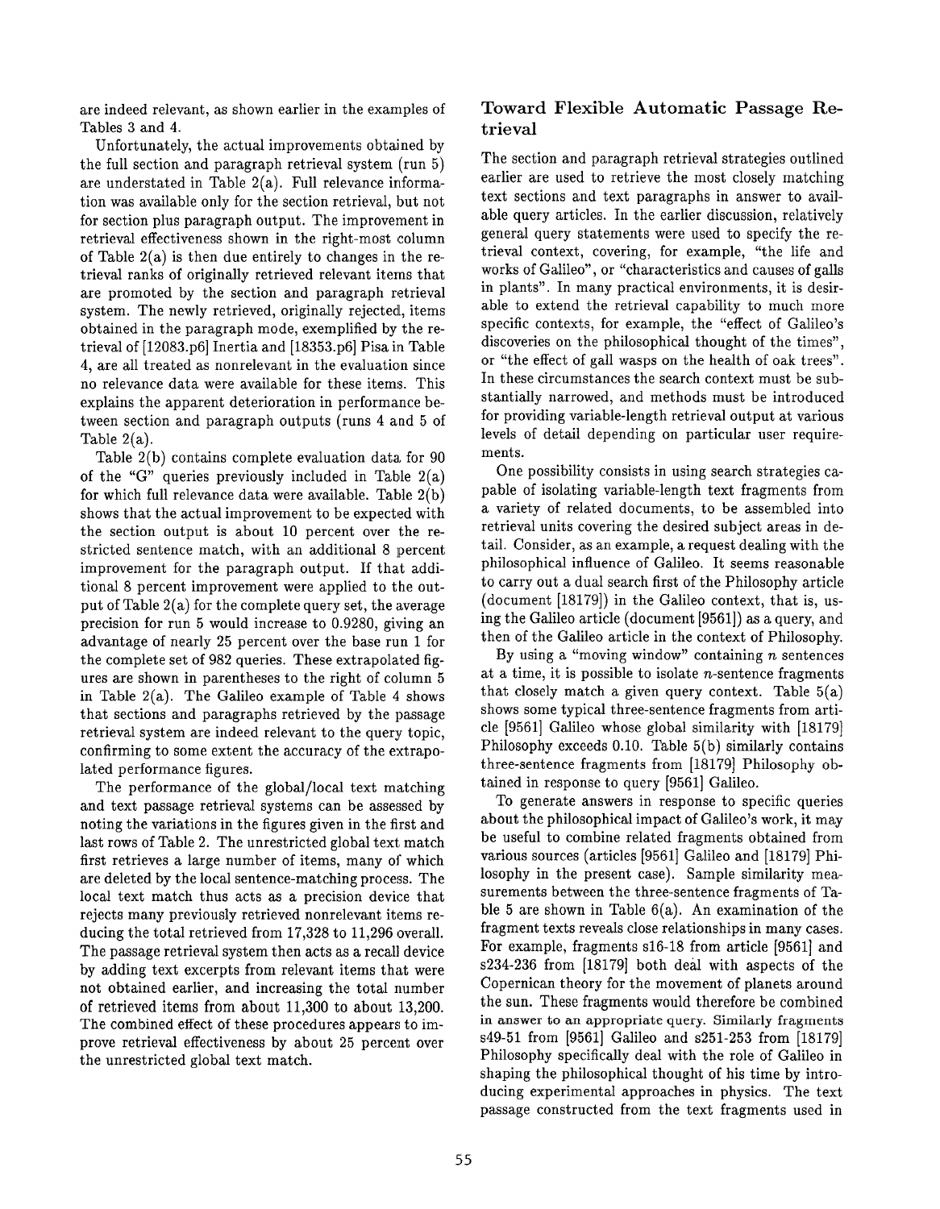are indeed relevant, as shown earlier in the examples of Tables 3 and 4.

Unfortunately, the actual improvements obtained by the full section and paragraph retrieval system (run 5) are understated in Table 2(a). Full relevance information was available only for the section retrieval, but not for section plus paragraph output. The improvement in retrieval effectiveness shown in the right-most column of Table 2(a) is then due entirely to changes in the retrieval ranks of originally retrieved relevant items that are promoted by the section and paragraph retrieval system. The newly retrieved, originally rejected, items obtained in the paragraph mode, exemplified by the retrieval of [12083.p6] Inertia and [18353.p6] Pisa in Table 4, are all treated as nonrelevant in the evaluation since no relevance data were available for these items. This explains the apparent deterioration in performance between section and paragraph outputs (runs 4 and 5 of Table 2(a).

Table 2(b) contains complete evaluation data for 90 of the "G" queries previously included in Table 2(a) for which full relevance data were available. Table 2(b) shows that the actual improvement to be expected with the section output is about 10 percent over the restricted sentence match, with an additional 8 percent improvement for the paragraph output. If that additional 8 percent improvement were applied to the output of Table 2(a) for the complete query set, the average precision for run 5 would increase to 0.9280, giving an advantage of nearly 25 percent over the base run 1 for the complete set of 982 queries. These extrapolated figures are shown in parentheses to the right of column 5 in Table 2(a). The Galileo example of Table 4 shows that sections and paragraphs retrieved by the passage retrieval system are indeed relevant to the query topic, confirming to some extent the accuracy of the extrapolated performance figures.

The performance of the global/local text matching and text passage retrieval systems can be assessed by noting the variations in the figures given in the first and last rows of Table 2. The unrestricted global text match first retrieves a large number of items, many of which are deleted by the local sentence-matching process. The local text match thus acts as a precision device that rejects many previously retrieved nonrelevant items reducing the total retrieved from 17,328 to 11,296 overall. The passage retrieval system then acts as a recall device by adding text excerpts from relevant items that were not obtained earlier, and increasing the total number of retrieved items from about 11,300 to about 13,200. The combined effect of these procedures appears to improve retrieval effectiveness by about 25 percent over the unrestricted global text match.

## Toward Flexible Automatic Passage Retrieval

The section and paragraph retrieval strategies outlined earlier are used to retrieve the most closely matching text sections and text paragraphs in answer to available query articles. In the earlier discussion, relatively general query statements were used to specify the retrieval context, covering, for example, "the life and works of Galileo", or "characteristics and causes of galls in plants". In many practical environments, it is desirable to extend the retrieval capability to much more specific contexts, for example, the "effect of Galileo's discoveries on the philosophical thought of the times", or "the effect of gall wasps on the health of oak trees". In these circumstances the search context must be substantially narrowed, and methods must be introduced for providing variable-length retrieval output at various levels of detail depending on particular user requirements.

One possibility consists in using search strategies capable of isolating variable-length text fragments from a variety of related documents, to be assembled into retrieval units covering the desired subject areas in detail. Consider, as an example, a request dealing with the philosophical influence of Galileo. It seems reasonable to carry out a dual search first of the Philosophy article (document [18179]) in the Galileo context, that is, using the Galileo article (document [9561]) as a query, and then of the Galileo article in the context of Philosophy.

By using a "moving window" containing $n$ sentences at a time, it is possible to isolate $n$-sentence fragments that closely match a given query context. Table 5(a) shows some typical three-sentence fragments from article [9561] Galileo whose global similarity with [18179] Philosophy exceeds 0.10. Table 5(b) similarly contains three-sentence fragments from [18179] Philosophy obtained in response to query [9561] Galileo.

To generate answers in response to specific queries about the philosophical impact of Galileo's work, it may be useful to combine related fragments obtained from various sources (articles [9561] Galileo and [18179] Philosophy in the present case). Sample similarity measurements between the three-sentence fragments of Table 5 are shown in Table 6(a). An examination of the fragment texts reveals close relationships in many cases. For example, fragments s16-18 from article [9561] and s234-236 from [18179] both deal with aspects of the Copernican theory for the movement of planets around the sun. These fragments would therefore be combined in answer to an appropriate query. Similarly fragments s49-51 from [9561] Galileo and s251-253 from [18179] Philosophy specifically deal with the role of Galileo in shaping the philosophical thought of his time by introducing experimental approaches in physics. The text passage constructed from the text fragments used in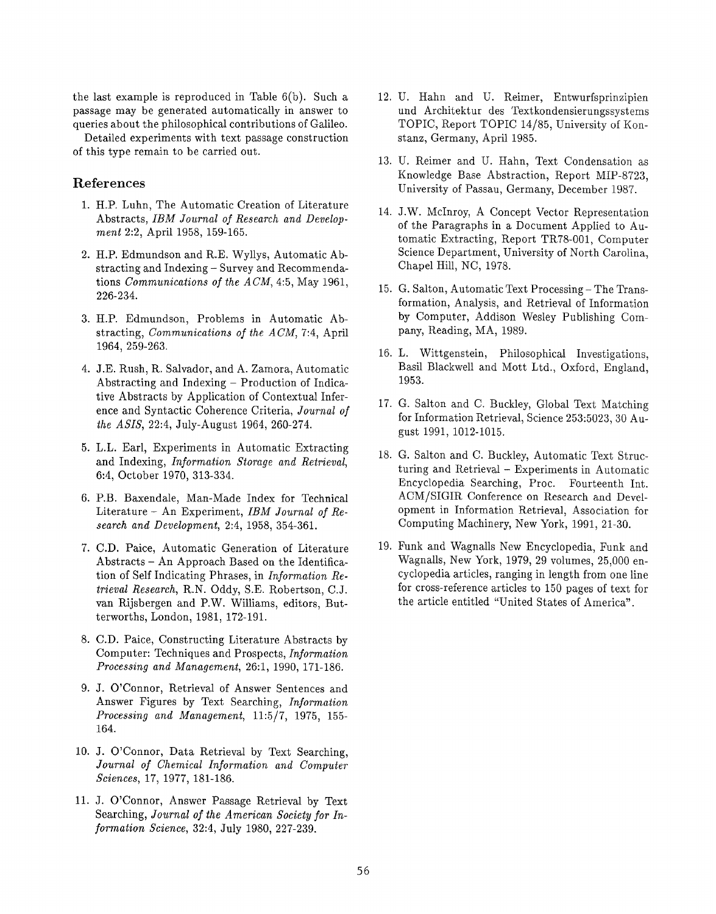the last example is reproduced in Table 6(b). Such a passage may be generated automatically in answer to queries about the philosophical contributions of Galileo.

Detailed experiments with text passage construction of this type remain to be carried out.

## References

1. H.P. Luhn, The Automatic Creation of Literature Abstracts, *IBM Journal of Research and Development* 2:2, April 1958, 159-165.

2. H.P. Edmundson and R.E. Wyllys, Automatic Abstracting and Indexing – Survey and Recommendations *Communications of the ACM*, 4:5, May 1961, 226-234.

3. H.P. Edmundson, Problems in Automatic Abstracting, *Communications of the ACM*, 7:4, April 1964, 259-263.

4. J.E. Rush, R. Salvador, and A. Zamora, Automatic Abstracting and Indexing – Production of Indicative Abstracts by Application of Contextual Inference and Syntactic Coherence Criteria, *Journal of the ASIS*, 22:4, July-August 1964, 260-274.

5. L.L. Earl, Experiments in Automatic Extracting and Indexing, *Information Storage and Retrieval*, 6:4, October 1970, 313-334.

6. P.B. Baxendale, Man-Made Index for Technical Literature – An Experiment, *IBM Journal of Research and Development*, 2:4, 1958, 354-361.

7. C.D. Paice, Automatic Generation of Literature Abstracts – An Approach Based on the Identification of Self Indicating Phrases, in *Information Retrieval Research*, R.N. Oddy, S.E. Robertson, C.J. van Rijsbergen and P.W. Williams, editors, Butterworths, London, 1981, 172-191.

8. C.D. Paice, Constructing Literature Abstracts by Computer: Techniques and Prospects, *Information Processing and Management*, 26:1, 1990, 171-186.

9. J. O'Connor, Retrieval of Answer Sentences and Answer Figures by Text Searching, *Information Processing and Management*, 11:5/7, 1975, 155-164.

10. J. O'Connor, Data Retrieval by Text Searching, *Journal of Chemical Information and Computer Sciences*, 17, 1977, 181-186.

11. J. O'Connor, Answer Passage Retrieval by Text Searching, *Journal of the American Society for Information Science*, 32:4, July 1980, 227-239.

12. U. Hahn and U. Reimer, Entwurfsprinzipien und Architektur des Textkondensierungssystems TOPIC, Report TOPIC 14/85, University of Konstanz, Germany, April 1985.

13. U. Reimer and U. Hahn, Text Condensation as Knowledge Base Abstraction, Report MIP-8723, University of Passau, Germany, December 1987.

14. J.W. McInroy, A Concept Vector Representation of the Paragraphs in a Document Applied to Automatic Extracting, Report TR78-001, Computer Science Department, University of North Carolina, Chapel Hill, NC, 1978.

15. G. Salton, Automatic Text Processing – The Transformation, Analysis, and Retrieval of Information by Computer, Addison Wesley Publishing Company, Reading, MA, 1989.

16. L. Wittgenstein, Philosophical Investigations, Basil Blackwell and Mott Ltd., Oxford, England, 1953.

17. G. Salton and C. Buckley, Global Text Matching for Information Retrieval, Science 253:5023, 30 August 1991, 1012-1015.

18. G. Salton and C. Buckley, Automatic Text Structuring and Retrieval – Experiments in Automatic Encyclopedia Searching, Proc. Fourteenth Int. ACM/SIGIR Conference on Research and Development in Information Retrieval, Association for Computing Machinery, New York, 1991, 21-30.

19. Funk and Wagnalls New Encyclopedia, Funk and Wagnalls, New York, 1979, 29 volumes, 25,000 encyclopedia articles, ranging in length from one line for cross-reference articles to 150 pages of text for the article entitled "United States of America".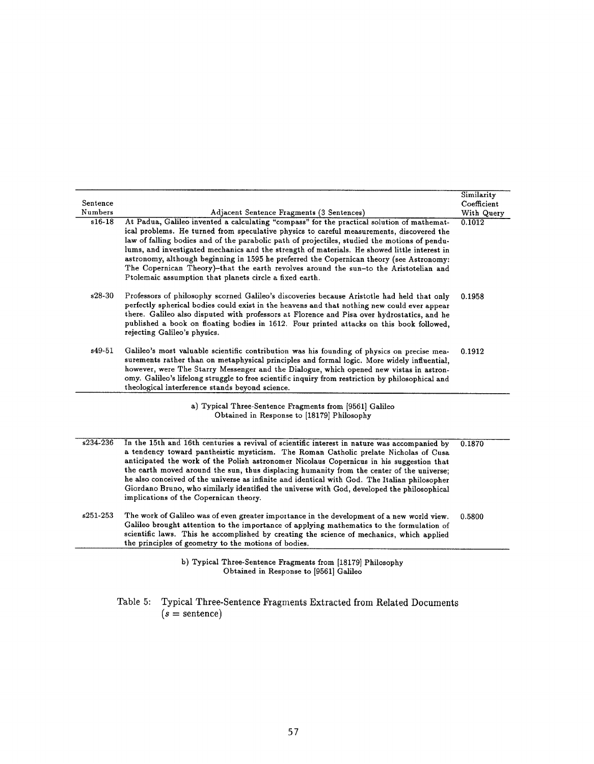| Sentence Numbers | Adjacent Sentence Fragments (3 Sentences) | Similarity Coefficient With Query |
|---|---|---|
| s16-18 | At Padua, Galileo invented a calculating "compass" for the practical solution of mathematical problems. He turned from speculative physics to careful measurements, discovered the law of falling bodies and of the parabolic path of projectiles, studied the motions of pendulums, and investigated mechanics and the strength of materials. He showed little interest in astronomy, although beginning in 1595 he preferred the Copernican theory (see Astronomy: The Copernican Theory)–that the earth revolves around the sun–to the Aristotelian and Ptolemaic assumption that planets circle a fixed earth. | 0.1012 |
| s28-30 | Professors of philosophy scorned Galileo's discoveries because Aristotle had held that only perfectly spherical bodies could exist in the heavens and that nothing new could ever appear there. Galileo also disputed with professors at Florence and Pisa over hydrostatics, and he published a book on floating bodies in 1612. Four printed attacks on this book followed, rejecting Galileo's physics. | 0.1958 |
| s49-51 | Galileo's most valuable scientific contribution was his founding of physics on precise measurements rather than on metaphysical principles and formal logic. More widely influential, however, were The Starry Messenger and the Dialogue, which opened new vistas in astronomy. Galileo's lifelong struggle to free scientific inquiry from restriction by philosophical and theological interference stands beyond science. | 0.1912 |

a) Typical Three-Sentence Fragments from [9561] Galileo Obtained in Response to [18179] Philosophy

| Sentence Numbers | Adjacent Sentence Fragments (3 Sentences) | Similarity Coefficient With Query |
|---|---|---|
| s234-236 | In the 15th and 16th centuries a revival of scientific interest in nature was accompanied by a tendency toward pantheistic mysticism. The Roman Catholic prelate Nicholas of Cusa anticipated the work of the Polish astronomer Nicolaus Copernicus in his suggestion that the earth moved around the sun, thus displacing humanity from the center of the universe; he also conceived of the universe as infinite and identical with God. The Italian philosopher Giordano Bruno, who similarly identified the universe with God, developed the philosophical implications of the Copernican theory. | 0.1870 |
| s251-253 | The work of Galileo was of even greater importance in the development of a new world view. Galileo brought attention to the importance of applying mathematics to the formulation of scientific laws. This he accomplished by creating the science of mechanics, which applied the principles of geometry to the motions of bodies. | 0.5800 |

b) Typical Three-Sentence Fragments from [18179] Philosophy Obtained in Response to [9561] Galileo

Table 5: Typical Three-Sentence Fragments Extracted from Related Documents ($s$ = sentence)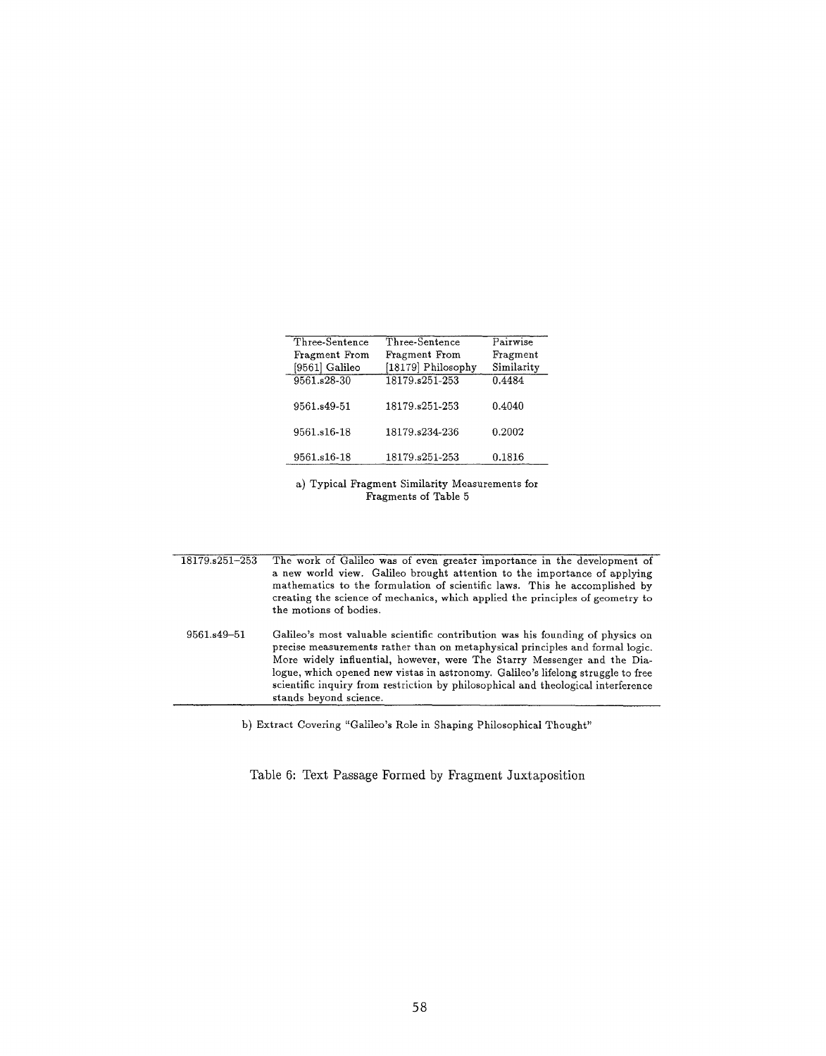| Three-Sentence Fragment From [9561] Galileo | Three-Sentence Fragment From [18179] Philosophy | Pairwise Fragment Similarity |
|---|---|---|
| 9561.s28-30 | 18179.s251-253 | 0.4484 |
| 9561.s49-51 | 18179.s251-253 | 0.4040 |
| 9561.s16-18 | 18179.s234-236 | 0.2002 |
| 9561.s16-18 | 18179.s251-253 | 0.1816 |

a) Typical Fragment Similarity Measurements for Fragments of Table 5

| | |
|---|---|
| 18179.s251–253 | The work of Galileo was of even greater importance in the development of a new world view. Galileo brought attention to the importance of applying mathematics to the formulation of scientific laws. This he accomplished by creating the science of mechanics, which applied the principles of geometry to the motions of bodies. |
| 9561.s49–51 | Galileo's most valuable scientific contribution was his founding of physics on precise measurements rather than on metaphysical principles and formal logic. More widely influential, however, were The Starry Messenger and the Dialogue, which opened new vistas in astronomy. Galileo's lifelong struggle to free scientific inquiry from restriction by philosophical and theological interference stands beyond science. |

b) Extract Covering "Galileo's Role in Shaping Philosophical Thought"

Table 6: Text Passage Formed by Fragment Juxtaposition